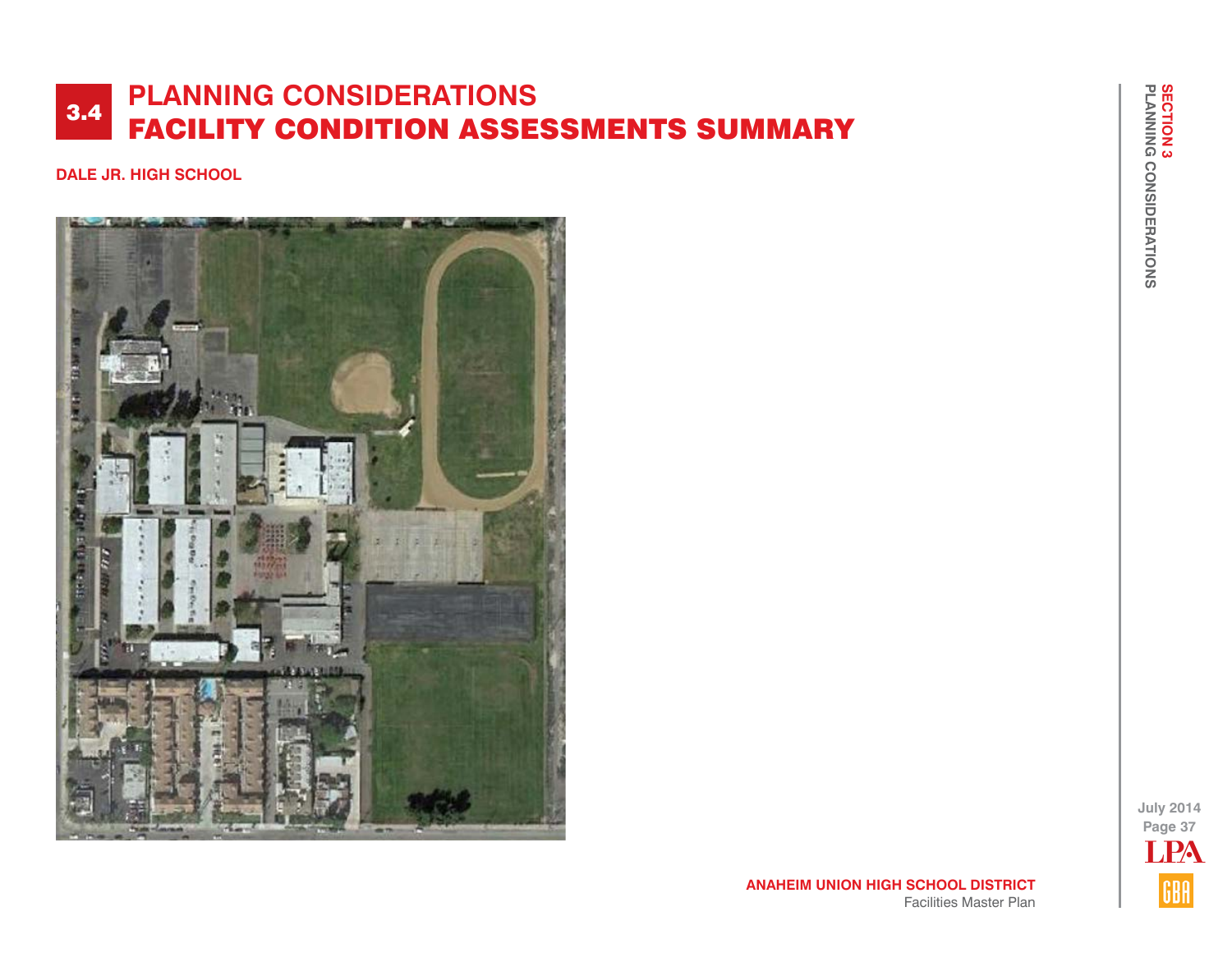# 3.4 PLANNING CONSIDERATIONS
# FACILITY CONDITION ASSESSMENTS SUMMARY

**DALE JR. HIGH SCHOOL**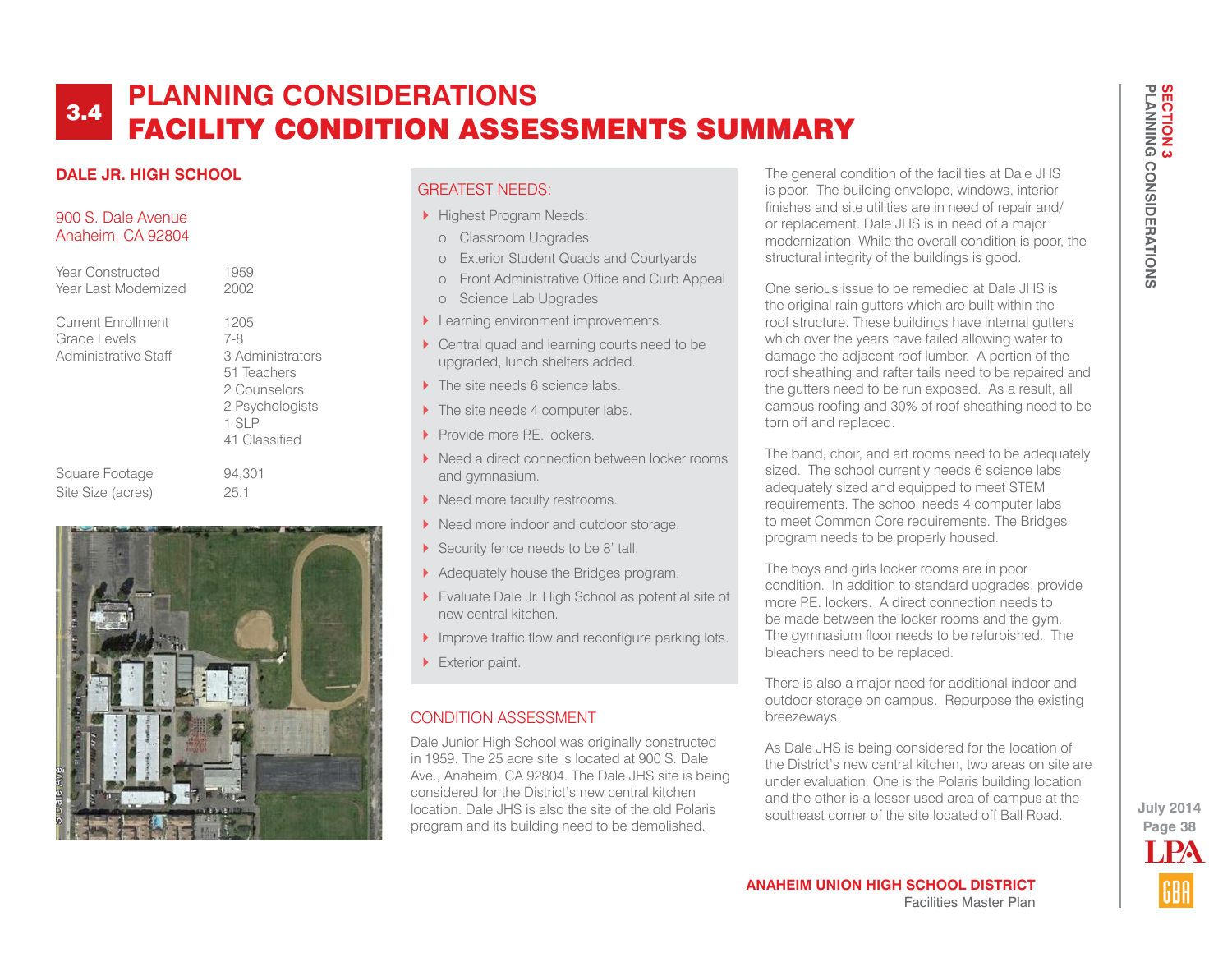# 3.4 PLANNING CONSIDERATIONS
# FACILITY CONDITION ASSESSMENTS SUMMARY

## DALE JR. HIGH SCHOOL

900 S. Dale Avenue
Anaheim, CA 92804

| | |
|---|---|
| Year Constructed | 1959 |
| Year Last Modernized | 2002 |
| Current Enrollment | 1205 |
| Grade Levels | 7-8 |
| Administrative Staff | 3 Administrators<br>51 Teachers<br>2 Counselors<br>2 Psychologists<br>1 SLP<br>41 Classified |
| Square Footage | 94,301 |
| Site Size (acres) | 25.1 |

### GREATEST NEEDS:

- Highest Program Needs:
  - Classroom Upgrades
  - Exterior Student Quads and Courtyards
  - Front Administrative Office and Curb Appeal
  - Science Lab Upgrades
- Learning environment improvements.
- Central quad and learning courts need to be upgraded, lunch shelters added.
- The site needs 6 science labs.
- The site needs 4 computer labs.
- Provide more P.E. lockers.
- Need a direct connection between locker rooms and gymnasium.
- Need more faculty restrooms.
- Need more indoor and outdoor storage.
- Security fence needs to be 8' tall.
- Adequately house the Bridges program.
- Evaluate Dale Jr. High School as potential site of new central kitchen.
- Improve traffic flow and reconfigure parking lots.
- Exterior paint.

### CONDITION ASSESSMENT

Dale Junior High School was originally constructed in 1959. The 25 acre site is located at 900 S. Dale Ave., Anaheim, CA 92804. The Dale JHS site is being considered for the District's new central kitchen location. Dale JHS is also the site of the old Polaris program and its building need to be demolished.

The general condition of the facilities at Dale JHS is poor. The building envelope, windows, interior finishes and site utilities are in need of repair and/or replacement. Dale JHS is in need of a major modernization. While the overall condition is poor, the structural integrity of the buildings is good.

One serious issue to be remedied at Dale JHS is the original rain gutters which are built within the roof structure. These buildings have internal gutters which over the years have failed allowing water to damage the adjacent roof lumber. A portion of the roof sheathing and rafter tails need to be repaired and the gutters need to be run exposed. As a result, all campus roofing and 30% of roof sheathing need to be torn off and replaced.

The band, choir, and art rooms need to be adequately sized. The school currently needs 6 science labs adequately sized and equipped to meet STEM requirements. The school needs 4 computer labs to meet Common Core requirements. The Bridges program needs to be properly housed.

The boys and girls locker rooms are in poor condition. In addition to standard upgrades, provide more P.E. lockers. A direct connection needs to be made between the locker rooms and the gym. The gymnasium floor needs to be refurbished. The bleachers need to be replaced.

There is also a major need for additional indoor and outdoor storage on campus. Repurpose the existing breezeways.

As Dale JHS is being considered for the location of the District's new central kitchen, two areas on site are under evaluation. One is the Polaris building location and the other is a lesser used area of campus at the southeast corner of the site located off Ball Road.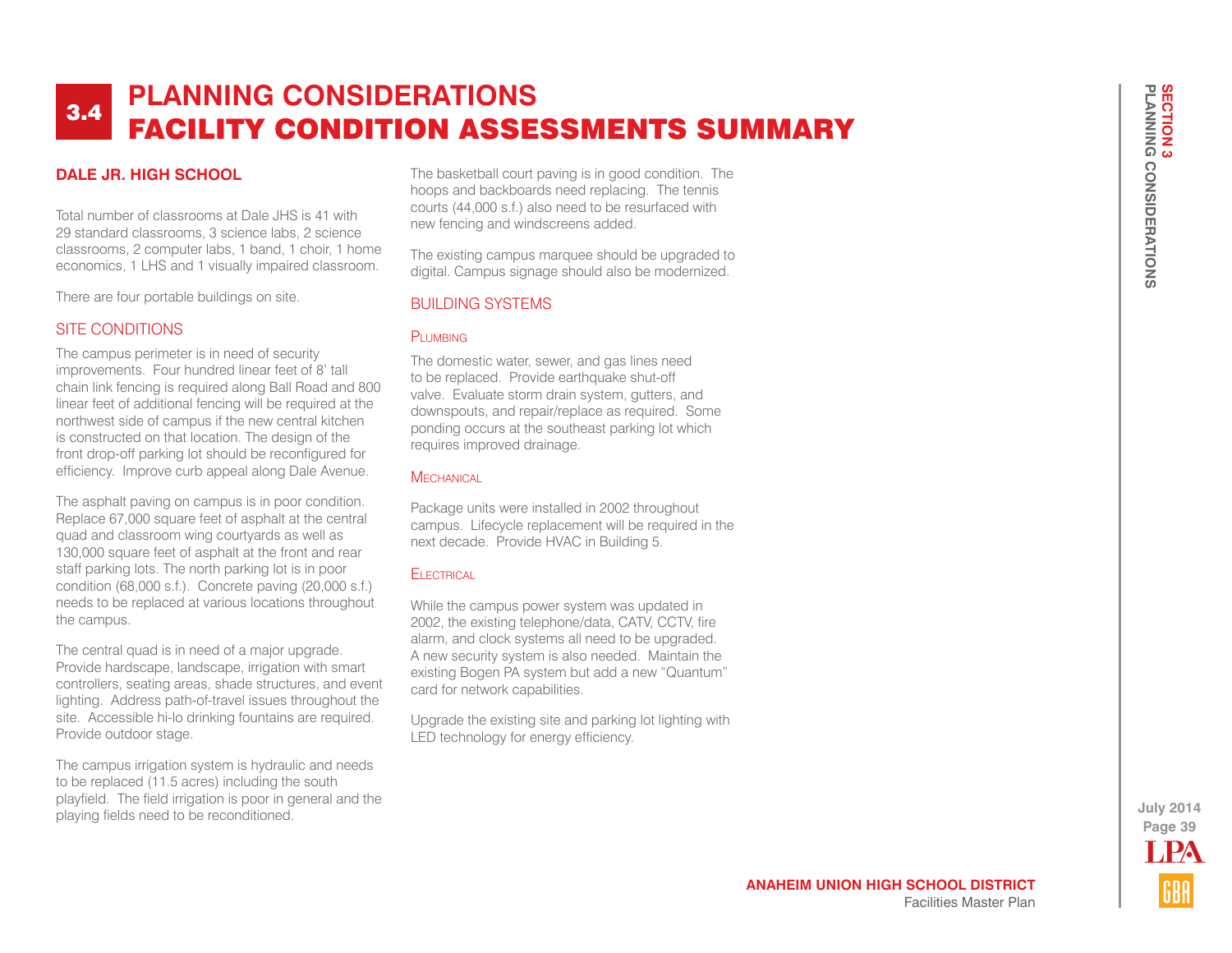# 3.4 PLANNING CONSIDERATIONS
# FACILITY CONDITION ASSESSMENTS SUMMARY

## DALE JR. HIGH SCHOOL

Total number of classrooms at Dale JHS is 41 with 29 standard classrooms, 3 science labs, 2 science classrooms, 2 computer labs, 1 band, 1 choir, 1 home economics, 1 LHS and 1 visually impaired classroom.

There are four portable buildings on site.

### SITE CONDITIONS

The campus perimeter is in need of security improvements. Four hundred linear feet of 8' tall chain link fencing is required along Ball Road and 800 linear feet of additional fencing will be required at the northwest side of campus if the new central kitchen is constructed on that location. The design of the front drop-off parking lot should be reconfigured for efficiency. Improve curb appeal along Dale Avenue.

The asphalt paving on campus is in poor condition. Replace 67,000 square feet of asphalt at the central quad and classroom wing courtyards as well as 130,000 square feet of asphalt at the front and rear staff parking lots. The north parking lot is in poor condition (68,000 s.f.). Concrete paving (20,000 s.f.) needs to be replaced at various locations throughout the campus.

The central quad is in need of a major upgrade. Provide hardscape, landscape, irrigation with smart controllers, seating areas, shade structures, and event lighting. Address path-of-travel issues throughout the site. Accessible hi-lo drinking fountains are required. Provide outdoor stage.

The campus irrigation system is hydraulic and needs to be replaced (11.5 acres) including the south playfield. The field irrigation is poor in general and the playing fields need to be reconditioned.

The basketball court paving is in good condition. The hoops and backboards need replacing. The tennis courts (44,000 s.f.) also need to be resurfaced with new fencing and windscreens added.

The existing campus marquee should be upgraded to digital. Campus signage should also be modernized.

### BUILDING SYSTEMS

#### Plumbing

The domestic water, sewer, and gas lines need to be replaced. Provide earthquake shut-off valve. Evaluate storm drain system, gutters, and downspouts, and repair/replace as required. Some ponding occurs at the southeast parking lot which requires improved drainage.

#### Mechanical

Package units were installed in 2002 throughout campus. Lifecycle replacement will be required in the next decade. Provide HVAC in Building 5.

#### Electrical

While the campus power system was updated in 2002, the existing telephone/data, CATV, CCTV, fire alarm, and clock systems all need to be upgraded. A new security system is also needed. Maintain the existing Bogen PA system but add a new "Quantum" card for network capabilities.

Upgrade the existing site and parking lot lighting with LED technology for energy efficiency.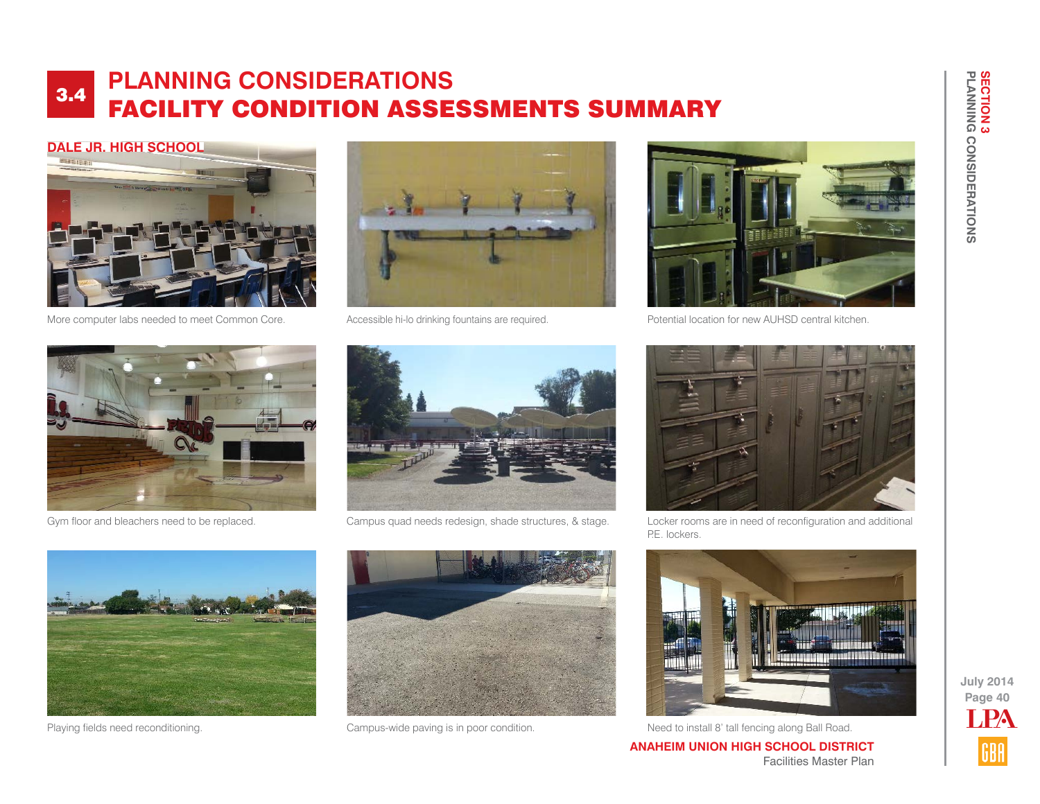# 3.4 PLANNING CONSIDERATIONS
# FACILITY CONDITION ASSESSMENTS SUMMARY

## DALE JR. HIGH SCHOOL

More computer labs needed to meet Common Core.

Accessible hi-lo drinking fountains are required.

Potential location for new AUHSD central kitchen.

Gym floor and bleachers need to be replaced.

Campus quad needs redesign, shade structures, & stage.

Locker rooms are in need of reconfiguration and additional P.E. lockers.

Playing fields need reconditioning.

Campus-wide paving is in poor condition.

Need to install 8' tall fencing along Ball Road.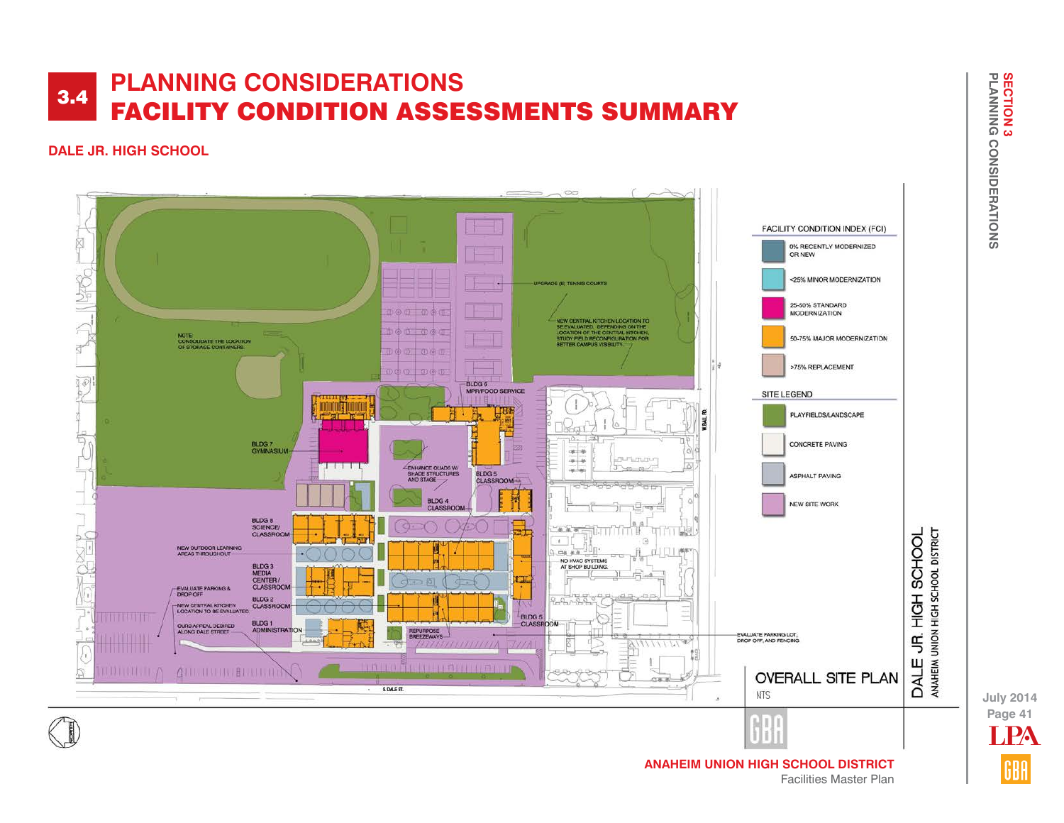# 3.4 PLANNING CONSIDERATIONS
# FACILITY CONDITION ASSESSMENTS SUMMARY

## DALE JR. HIGH SCHOOL

**FACILITY CONDITION INDEX (FCI)**

- 0% RECENTLY MODERNIZED OR NEW
- <25% MINOR MODERNIZATION
- 25-50% STANDARD MODERNIZATION
- 50-75% MAJOR MODERNIZATION
- >75% REPLACEMENT

**SITE LEGEND**

- PLAYFIELDS/LANDSCAPE
- CONCRETE PAVING
- ASPHALT PAVING
- NEW SITE WORK

NOTE: CONSOLIDATE THE LOCATION OF STORAGE CONTAINERS.

UPGRADE (E) TENNIS COURTS

NEW CENTRAL KITCHEN LOCATION TO BE EVALUATED. DEPENDING ON THE LOCATION OF THE CENTRAL KITCHEN, STUDY FIELD RECONFIGURATION FOR BETTER CAMPUS VISIBILITY.

BLDG 6 MPR/FOOD SERVICE

BLDG 7 GYMNASIUM

ENHANCE QUADS W/ SHADE STRUCTURES AND STAGE

BLDG 5 CLASSROOM

BLDG 4 CLASSROOM

BLDG 8 SCIENCE/ CLASSROOM

NEW OUTDOOR LEARNING AREAS THROUGHOUT

BLDG 3 MEDIA CENTER / CLASSROOM

EVALUATE PARKING & DROP-OFF

BLDG 2 CLASSROOM

NEW CENTRAL KITCHEN LOCATION TO BE EVALUATED

CURB APPEAL DESIRED ALONG DALE STREET

BLDG 1 ADMINISTRATION

REPURPOSE BREEZEWAYS

NO HVAC SYSTEMS AT SHOP BUILDING.

BLDG 5 CLASSROOM

EVALUATE PARKING LOT, DROP OFF, AND FENCING

W. BALL RD.

S. DALE ST.

OVERALL SITE PLAN

NTS

DALE JR. HIGH SCHOOL

ANAHEIM UNION HIGH SCHOOL DISTRICT

**ANAHEIM UNION HIGH SCHOOL DISTRICT**

Facilities Master Plan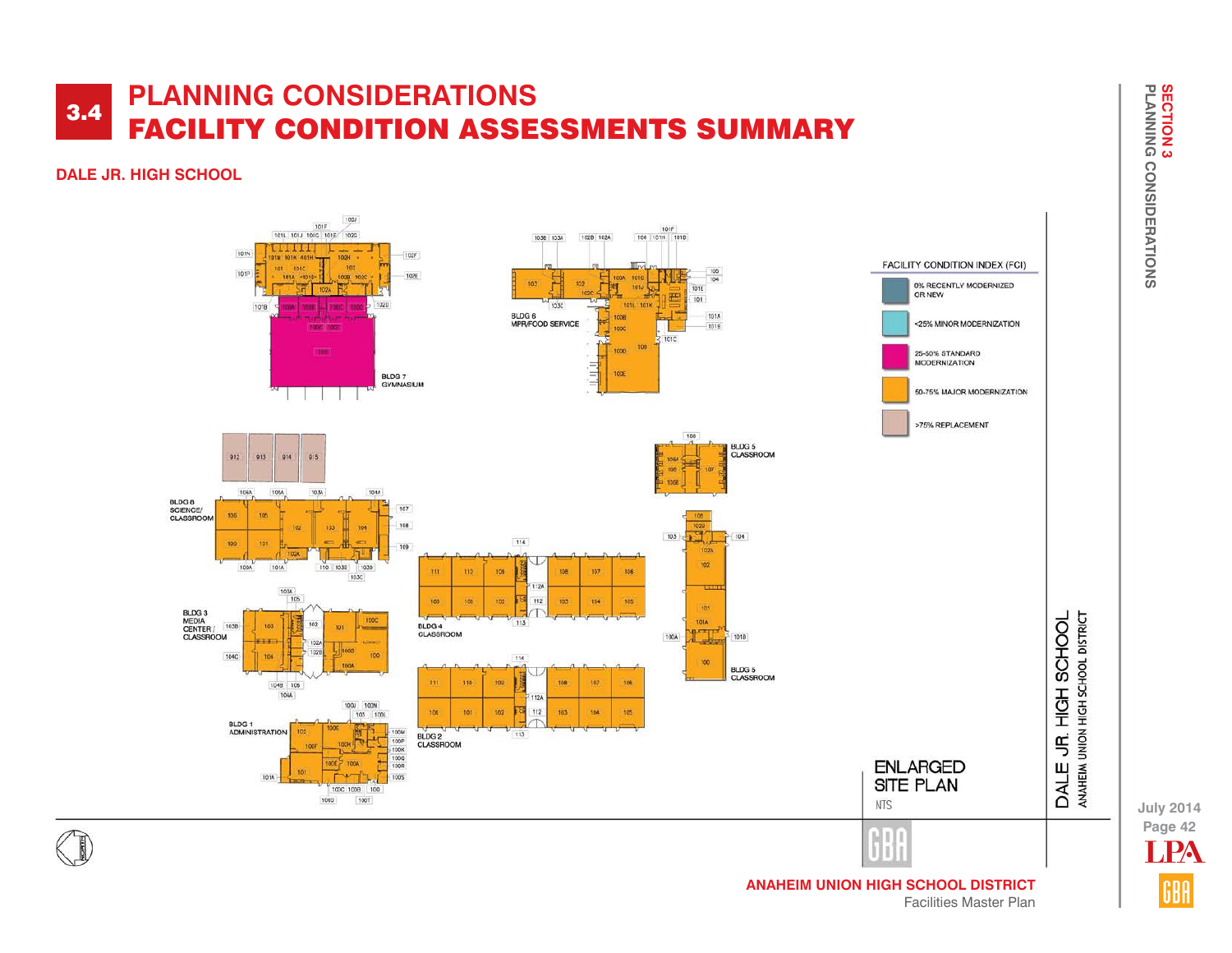# 3.4 PLANNING CONSIDERATIONS
# FACILITY CONDITION ASSESSMENTS SUMMARY

## DALE JR. HIGH SCHOOL

BLDG 7
GYMNASIUM

BLDG 6
MPR/FOOD SERVICE

BLDG 8
SCIENCE/
CLASSROOM

BLDG 5
CLASSROOM

BLDG 4
CLASSROOM

BLDG 3
MEDIA
CENTER /
CLASSROOM

BLDG 2
CLASSROOM

BLDG 1
ADMINISTRATION

BLDG 5
CLASSROOM

FACILITY CONDITION INDEX (FCI)

- 0% RECENTLY MODERNIZED OR NEW
- <25% MINOR MODERNIZATION
- 25-50% STANDARD MODERNIZATION
- 50-75% MAJOR MODERNIZATION
- >75% REPLACEMENT

ENLARGED
SITE PLAN
NTS

DALE JR. HIGH SCHOOL
ANAHEIM UNION HIGH SCHOOL DISTRICT

ANAHEIM UNION HIGH SCHOOL DISTRICT
Facilities Master Plan